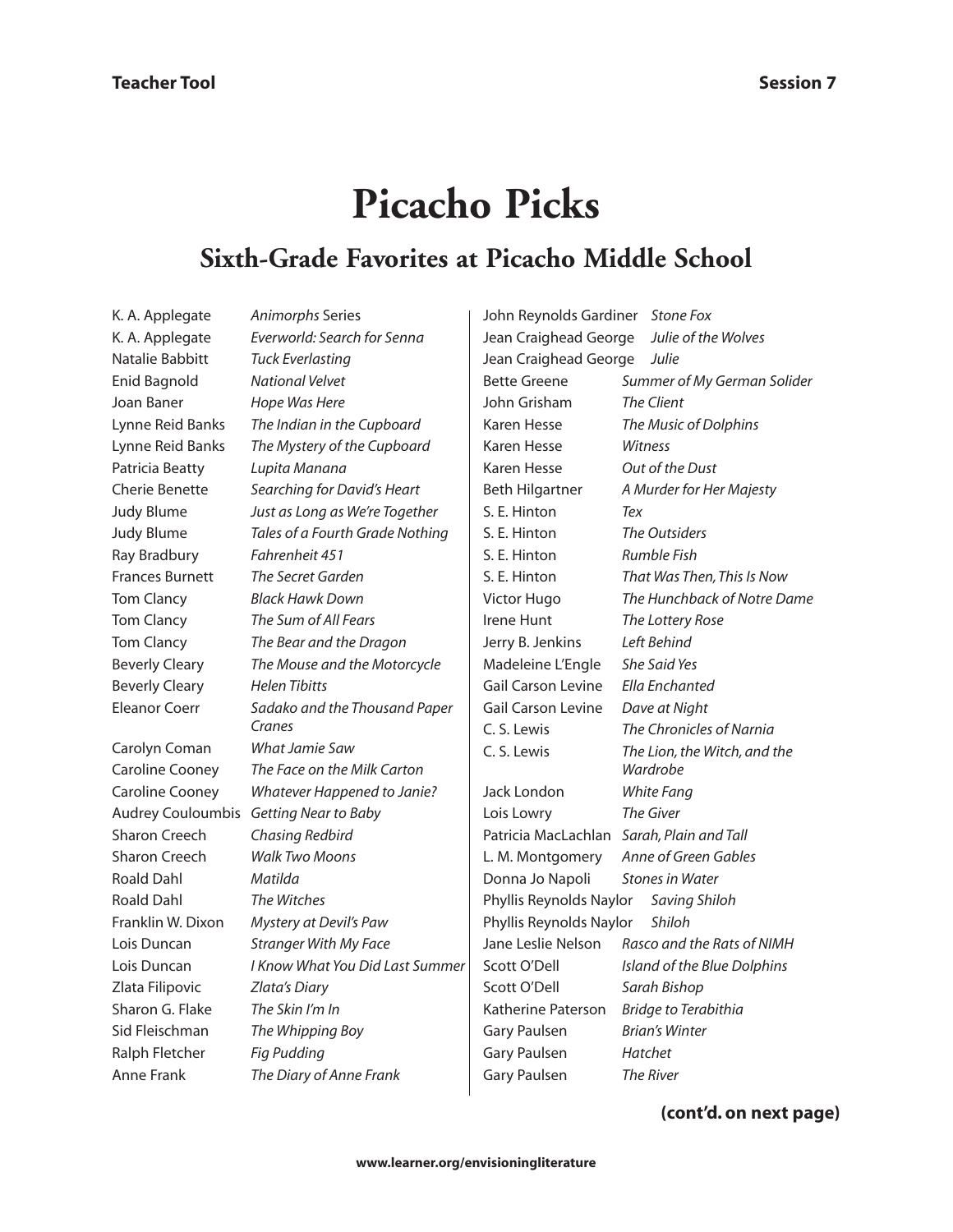# Picacho Picks

## Sixth-Grade Favorites at Picacho Middle School

| Author | Title |
| --- | --- |
| K. A. Applegate | *Animorphs* Series |
| K. A. Applegate | *Everworld: Search for Senna* |
| Natalie Babbitt | *Tuck Everlasting* |
| Enid Bagnold | *National Velvet* |
| Joan Baner | *Hope Was Here* |
| Lynne Reid Banks | *The Indian in the Cupboard* |
| Lynne Reid Banks | *The Mystery of the Cupboard* |
| Patricia Beatty | *Lupita Manana* |
| Cherie Benette | *Searching for David's Heart* |
| Judy Blume | *Just as Long as We're Together* |
| Judy Blume | *Tales of a Fourth Grade Nothing* |
| Ray Bradbury | *Fahrenheit 451* |
| Frances Burnett | *The Secret Garden* |
| Tom Clancy | *Black Hawk Down* |
| Tom Clancy | *The Sum of All Fears* |
| Tom Clancy | *The Bear and the Dragon* |
| Beverly Cleary | *The Mouse and the Motorcycle* |
| Beverly Cleary | *Helen Tibitts* |
| Eleanor Coerr | *Sadako and the Thousand Paper Cranes* |
| Carolyn Coman | *What Jamie Saw* |
| Caroline Cooney | *The Face on the Milk Carton* |
| Caroline Cooney | *Whatever Happened to Janie?* |
| Audrey Couloumbis | *Getting Near to Baby* |
| Sharon Creech | *Chasing Redbird* |
| Sharon Creech | *Walk Two Moons* |
| Roald Dahl | *Matilda* |
| Roald Dahl | *The Witches* |
| Franklin W. Dixon | *Mystery at Devil's Paw* |
| Lois Duncan | *Stranger With My Face* |
| Lois Duncan | *I Know What You Did Last Summer* |
| Zlata Filipovic | *Zlata's Diary* |
| Sharon G. Flake | *The Skin I'm In* |
| Sid Fleischman | *The Whipping Boy* |
| Ralph Fletcher | *Fig Pudding* |
| Anne Frank | *The Diary of Anne Frank* |
| John Reynolds Gardiner | *Stone Fox* |
| Jean Craighead George | *Julie of the Wolves* |
| Jean Craighead George | *Julie* |
| Bette Greene | *Summer of My German Solider* |
| John Grisham | *The Client* |
| Karen Hesse | *The Music of Dolphins* |
| Karen Hesse | *Witness* |
| Karen Hesse | *Out of the Dust* |
| Beth Hilgartner | *A Murder for Her Majesty* |
| S. E. Hinton | *Tex* |
| S. E. Hinton | *The Outsiders* |
| S. E. Hinton | *Rumble Fish* |
| S. E. Hinton | *That Was Then, This Is Now* |
| Victor Hugo | *The Hunchback of Notre Dame* |
| Irene Hunt | *The Lottery Rose* |
| Jerry B. Jenkins | *Left Behind* |
| Madeleine L'Engle | *She Said Yes* |
| Gail Carson Levine | *Ella Enchanted* |
| Gail Carson Levine | *Dave at Night* |
| C. S. Lewis | *The Chronicles of Narnia* |
| C. S. Lewis | *The Lion, the Witch, and the Wardrobe* |
| Jack London | *White Fang* |
| Lois Lowry | *The Giver* |
| Patricia MacLachlan | *Sarah, Plain and Tall* |
| L. M. Montgomery | *Anne of Green Gables* |
| Donna Jo Napoli | *Stones in Water* |
| Phyllis Reynolds Naylor | *Saving Shiloh* |
| Phyllis Reynolds Naylor | *Shiloh* |
| Jane Leslie Nelson | *Rasco and the Rats of NIMH* |
| Scott O'Dell | *Island of the Blue Dolphins* |
| Scott O'Dell | *Sarah Bishop* |
| Katherine Paterson | *Bridge to Terabithia* |
| Gary Paulsen | *Brian's Winter* |
| Gary Paulsen | *Hatchet* |
| Gary Paulsen | *The River* |

**(cont'd. on next page)**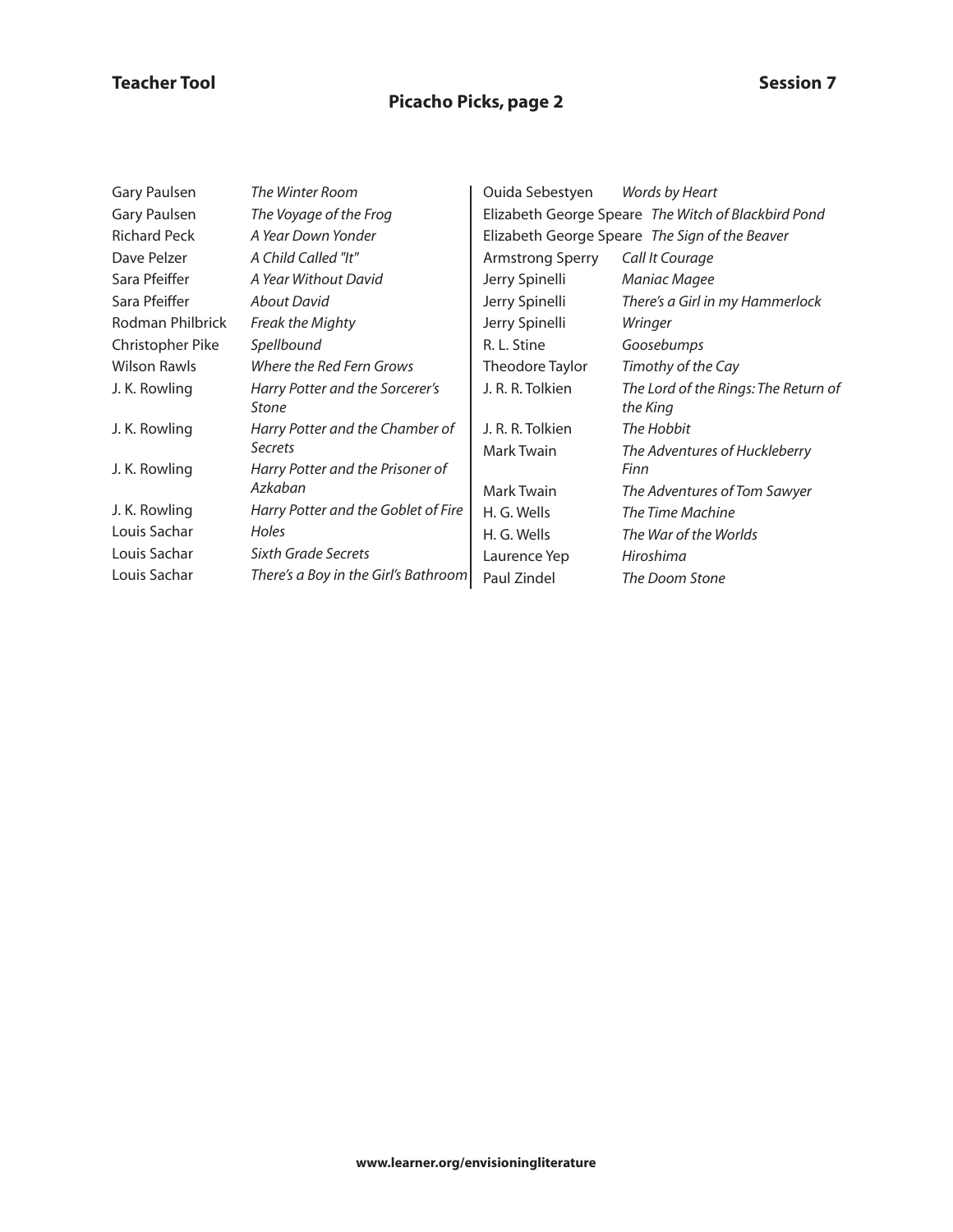# Picacho Picks, page 2

| | |
|---|---|
| Gary Paulsen | *The Winter Room* |
| Gary Paulsen | *The Voyage of the Frog* |
| Richard Peck | *A Year Down Yonder* |
| Dave Pelzer | *A Child Called "It"* |
| Sara Pfeiffer | *A Year Without David* |
| Sara Pfeiffer | *About David* |
| Rodman Philbrick | *Freak the Mighty* |
| Christopher Pike | *Spellbound* |
| Wilson Rawls | *Where the Red Fern Grows* |
| J. K. Rowling | *Harry Potter and the Sorcerer's Stone* |
| J. K. Rowling | *Harry Potter and the Chamber of Secrets* |
| J. K. Rowling | *Harry Potter and the Prisoner of Azkaban* |
| J. K. Rowling | *Harry Potter and the Goblet of Fire* |
| Louis Sachar | *Holes* |
| Louis Sachar | *Sixth Grade Secrets* |
| Louis Sachar | *There's a Boy in the Girl's Bathroom* |
| Ouida Sebestyen | *Words by Heart* |
| Elizabeth George Speare | *The Witch of Blackbird Pond* |
| Elizabeth George Speare | *The Sign of the Beaver* |
| Armstrong Sperry | *Call It Courage* |
| Jerry Spinelli | *Maniac Magee* |
| Jerry Spinelli | *There's a Girl in my Hammerlock* |
| Jerry Spinelli | *Wringer* |
| R. L. Stine | *Goosebumps* |
| Theodore Taylor | *Timothy of the Cay* |
| J. R. R. Tolkien | *The Lord of the Rings: The Return of the King* |
| J. R. R. Tolkien | *The Hobbit* |
| Mark Twain | *The Adventures of Huckleberry Finn* |
| Mark Twain | *The Adventures of Tom Sawyer* |
| H. G. Wells | *The Time Machine* |
| H. G. Wells | *The War of the Worlds* |
| Laurence Yep | *Hiroshima* |
| Paul Zindel | *The Doom Stone* |